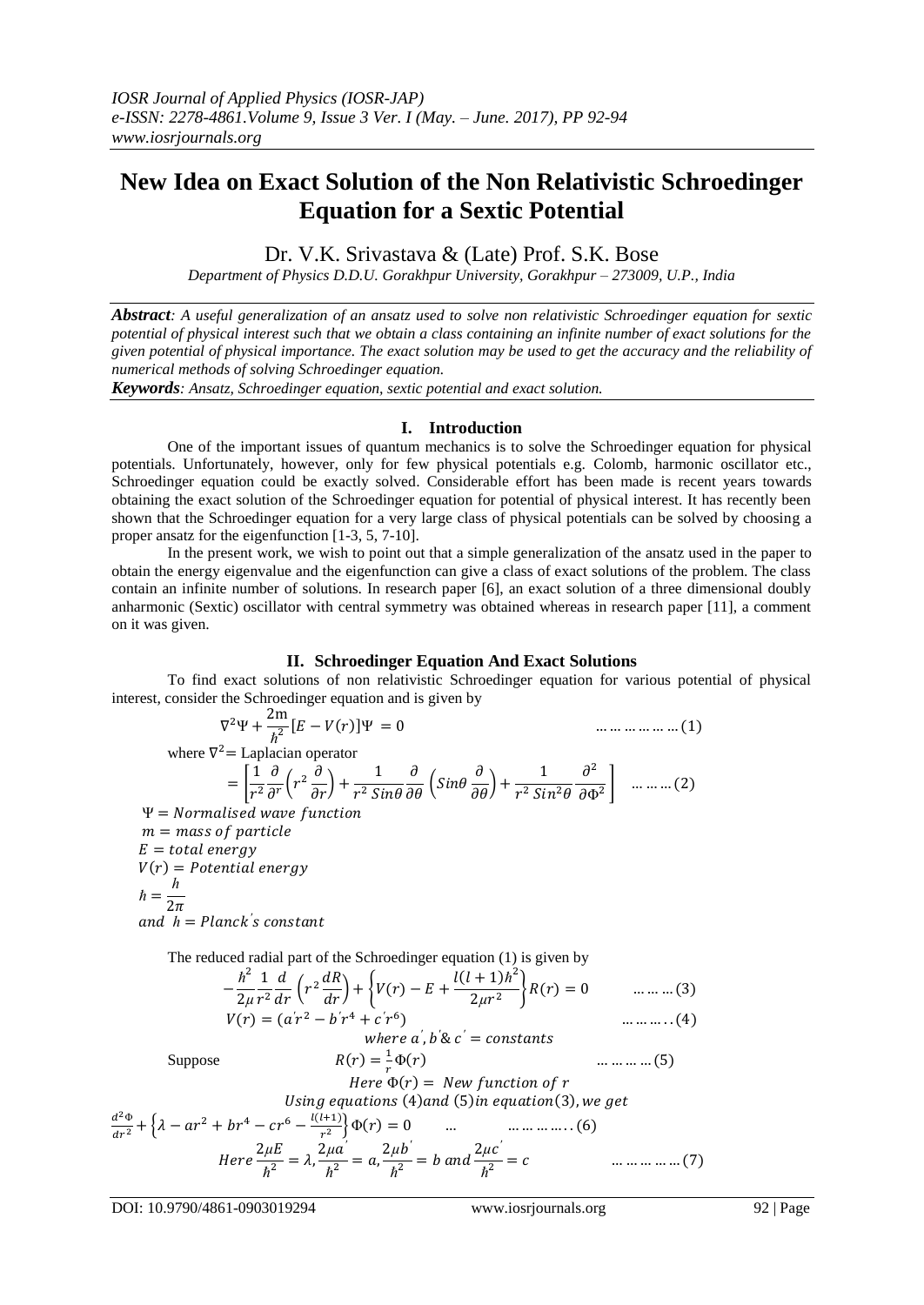# New Idea on Exact Solution of the Non Relativistic Schroedinger Equation for a Sextic Potential

Dr. V.K. Srivastava & (Late) Prof. S.K. Bose

*Department of Physics D.D.U. Gorakhpur University, Gorakhpur – 273009, U.P., India*

***Abstract****: A useful generalization of an ansatz used to solve non relativistic Schroedinger equation for sextic potential of physical interest such that we obtain a class containing an infinite number of exact solutions for the given potential of physical importance. The exact solution may be used to get the accuracy and the reliability of numerical methods of solving Schroedinger equation.*

***Keywords****: Ansatz, Schroedinger equation, sextic potential and exact solution.*

## I. Introduction

One of the important issues of quantum mechanics is to solve the Schroedinger equation for physical potentials. Unfortunately, however, only for few physical potentials e.g. Colomb, harmonic oscillator etc., Schroedinger equation could be exactly solved. Considerable effort has been made is recent years towards obtaining the exact solution of the Schroedinger equation for potential of physical interest. It has recently been shown that the Schroedinger equation for a very large class of physical potentials can be solved by choosing a proper ansatz for the eigenfunction [1-3, 5, 7-10].

In the present work, we wish to point out that a simple generalization of the ansatz used in the paper to obtain the energy eigenvalue and the eigenfunction can give a class of exact solutions of the problem. The class contain an infinite number of solutions. In research paper [6], an exact solution of a three dimensional doubly anharmonic (Sextic) oscillator with central symmetry was obtained whereas in research paper [11], a comment on it was given.

## II. Schroedinger Equation And Exact Solutions

To find exact solutions of non relativistic Schroedinger equation for various potential of physical interest, consider the Schroedinger equation and is given by

$$\nabla^2\Psi + \frac{2m}{\hbar^2}[E - V(r)]\Psi = 0 \qquad \ldots\ldots\ldots\ldots\ldots(1)$$

where $\nabla^2$= Laplacian operator

$$= \left[\frac{1}{r^2}\frac{\partial}{\partial^r}\left(r^2\frac{\partial}{\partial r}\right) + \frac{1}{r^2\, Sin\theta}\frac{\partial}{\partial\theta}\left(Sin\theta\frac{\partial}{\partial\theta}\right) + \frac{1}{r^2\, Sin^2\theta}\frac{\partial^2}{\partial\Phi^2}\right] \quad \ldots\ldots\ldots(2)$$

$\Psi = Normalised\ wave\ function$
$m = mass\ of\ particle$
$E = total\ energy$
$V(r) = Potential\ energy$
$\hbar = \frac{h}{2\pi}$
$and\ \ h = Planck's\ constant$

The reduced radial part of the Schroedinger equation (1) is given by

$$-\frac{\hbar^2}{2\mu}\frac{1}{r^2}\frac{d}{dr}\left(r^2\frac{dR}{dr}\right) + \left\{V(r) - E + \frac{l(l+1)\hbar^2}{2\mu r^2}\right\}R(r) = 0 \qquad \ldots\ldots\ldots(3)$$

$$V(r) = (a'r^2 - b'r^4 + c'r^6) \qquad \ldots\ldots\ldots..(4)$$

$$where\ a', b'\&\ c' = constants$$

Suppose

$$R(r) = \frac{1}{r}\Phi(r) \qquad \ldots\ldots\ldots\ldots(5)$$

$$Here\ \Phi(r) = \ New\ function\ of\ r$$

$$Using\ equations\ (4) and\ (5) in\ equation (3), we\ get$$

$$\frac{d^2\Phi}{dr^2} + \left\{\lambda - ar^2 + br^4 - cr^6 - \frac{l(l+1)}{r^2}\right\}\Phi(r) = 0 \qquad \ldots \qquad \ldots\ldots\ldots\ldots..(6)$$

$$Here\ \frac{2\mu E}{\hbar^2} = \lambda, \frac{2\mu a'}{\hbar^2} = a, \frac{2\mu b'}{\hbar^2} = b\ and\ \frac{2\mu c'}{\hbar^2} = c \qquad \ldots\ldots\ldots\ldots\ldots(7)$$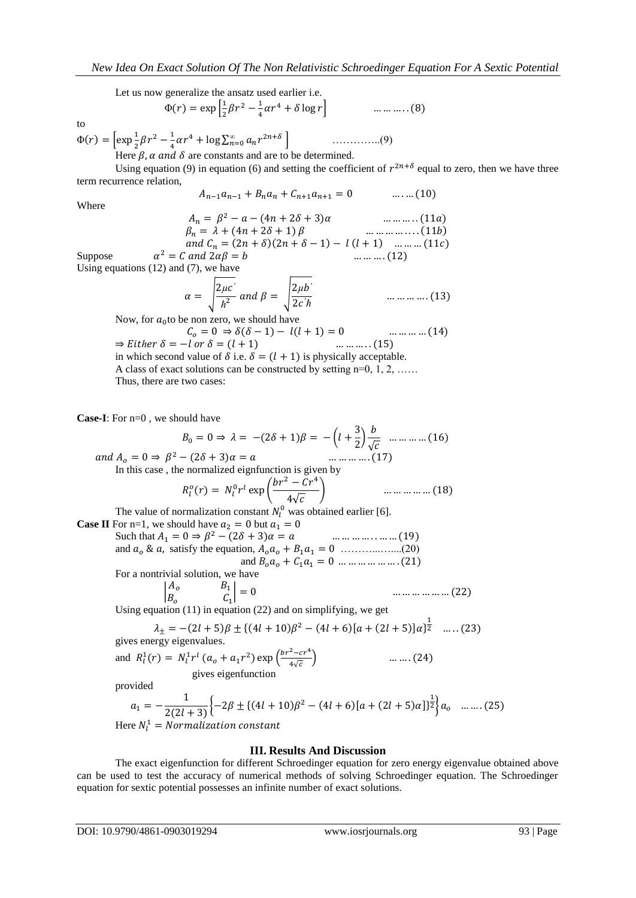Let us now generalize the ansatz used earlier i.e.

$$\Phi(r) = \exp\left[\frac{1}{2}\beta r^2 - \frac{1}{4}\alpha r^4 + \delta \log r\right] \qquad \ldots\ldots\ldots(8)$$

to

$$\Phi(r) = \left[\exp \frac{1}{2}\beta r^2 - \frac{1}{4}\alpha r^4 + \log \sum_{n=0}^{\infty} a_n r^{2n+\delta}\right] \qquad \ldots\ldots\ldots\ldots(9)$$

Here $\beta, \alpha$ *and* $\delta$ are constants and are to be determined.

Using equation (9) in equation (6) and setting the coefficient of $r^{2n+\delta}$ equal to zero, then we have three term recurrence relation,

$$A_{n-1}a_{n-1} + B_n a_n + C_{n+1}a_{n+1} = 0 \qquad \ldots\ldots(10)$$

Where

$$A_n = \beta^2 - a - (4n + 2\delta + 3)\alpha \qquad \ldots\ldots\ldots(11a)$$

$$\beta_n = \lambda + (4n + 2\delta + 1)\beta \qquad \ldots\ldots\ldots\ldots(11b)$$

$$and\ C_n = (2n + \delta)(2n + \delta - 1) - l(l + 1) \qquad \ldots\ldots\ldots(11c)$$

Suppose $\quad \alpha^2 = C\ and\ 2\alpha\beta = b \qquad \ldots\ldots\ldots(12)$

Using equations (12) and (7), we have

$$\alpha = \sqrt{\frac{2\mu c'}{\hbar^2}}\ and\ \beta = \sqrt{\frac{2\mu b'}{2c'\hbar}} \qquad \ldots\ldots\ldots\ldots(13)$$

Now, for $a_0$ to be non zero, we should have

$$C_o = 0 \Rightarrow \delta(\delta - 1) - l(l + 1) = 0 \qquad \ldots\ldots\ldots\ldots(14)$$

$$\Rightarrow Either\ \delta = -l\ or\ \delta = (l + 1) \qquad \ldots\ldots\ldots(15)$$

in which second value of $\delta$ i.e. $\delta = (l + 1)$ is physically acceptable.

A class of exact solutions can be constructed by setting n=0, 1, 2, ……

Thus, there are two cases:

**Case-I**: For n=0 , we should have

$$B_0 = 0 \Rightarrow \lambda = -(2\delta + 1)\beta = -\left(l + \frac{3}{2}\right)\frac{b}{\sqrt{c}} \qquad \ldots\ldots\ldots\ldots(16)$$

$$and\ A_o = 0 \Rightarrow \beta^2 - (2\delta + 3)\alpha = a \qquad \ldots\ldots\ldots\ldots(17)$$

In this case , the normalized eignfunction is given by

$$R_l^o(r) = N_l^0 r^l \exp\left(\frac{br^2 - Cr^4}{4\sqrt{c}}\right) \qquad \ldots\ldots\ldots\ldots\ldots(18)$$

The value of normalization constant $N_l^0$ was obtained earlier [6].

**Case II** For n=1, we should have $a_2 = 0$ but $a_1 = 0$

Such that $A_1 = 0 \Rightarrow \beta^2 - (2\delta + 3)\alpha = a \qquad \ldots\ldots\ldots\ldots\ldots\ldots(19)$

and $a_o$ & $a$, satisfy the equation, $A_o a_o + B_1 a_1 = 0 \qquad \ldots\ldots\ldots\ldots\ldots(20)$

and $B_o a_o + C_1 a_1 = 0 \qquad \ldots\ldots\ldots\ldots\ldots\ldots(21)$

For a nontrivial solution, we have

$$\begin{vmatrix} A_o & B_1 \\ B_o & C_1 \end{vmatrix} = 0 \qquad \ldots\ldots\ldots\ldots\ldots\ldots(22)$$

Using equation (11) in equation (22) and on simplifying, we get

$$\lambda_{\pm} = -(2l + 5)\beta \pm \{(4l + 10)\beta^2 - (4l + 6)[a + (2l + 5)]\alpha\}^{\frac{1}{2}} \qquad \ldots\ldots(23)$$

gives energy eigenvalues.

and $R_l^1(r) = N_l^1 r^l (a_o + a_1 r^2) \exp\left(\frac{br^2 - cr^4}{4\sqrt{c}}\right) \qquad \ldots\ldots(24)$

gives eigenfunction

provided

$$a_1 = -\frac{1}{2(2l + 3)}\left\{-2\beta \pm \{(4l + 10)\beta^2 - (4l + 6)[a + (2l + 5)\alpha]\}^{\frac{1}{2}}\right\} a_o \qquad \ldots\ldots(25)$$

Here $N_l^1 = Normalization\ constant$

## III. Results And Discussion

The exact eigenfunction for different Schroedinger equation for zero energy eigenvalue obtained above can be used to test the accuracy of numerical methods of solving Schroedinger equation. The Schroedinger equation for sextic potential possesses an infinite number of exact solutions.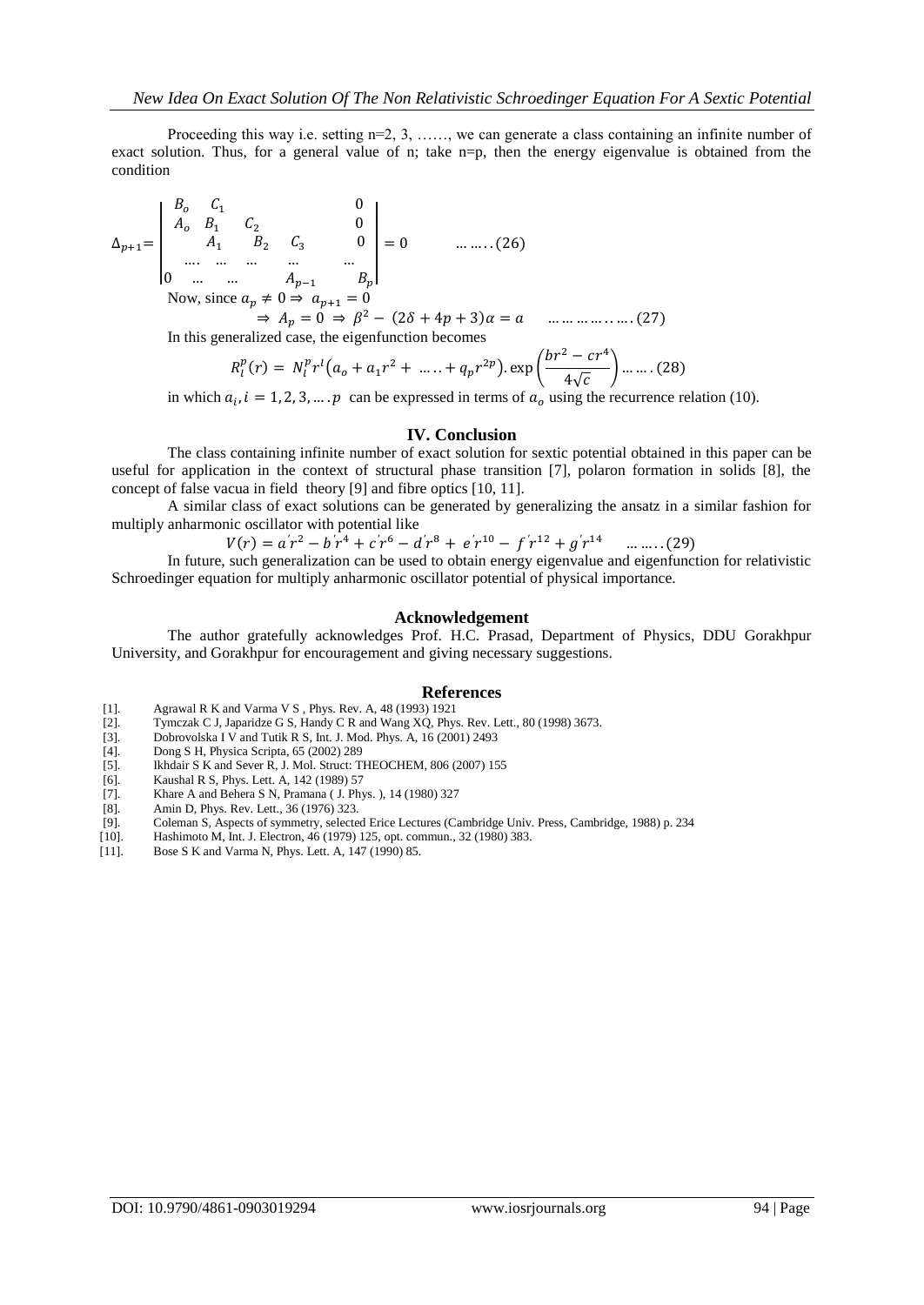Proceeding this way i.e. setting n=2, 3, ……, we can generate a class containing an infinite number of exact solution. Thus, for a general value of n; take n=p, then the energy eigenvalue is obtained from the condition

$$\Delta_{p+1} = \begin{vmatrix} B_o & C_1 & & & 0 \\ A_o & B_1 & C_2 & & 0 \\ & A_1 & B_2 & C_3 & 0 \\ \dots & \dots & \dots & \dots & \dots \\ 0 & \dots & \dots & A_{p-1} & B_p \end{vmatrix} = 0 \qquad \dots\dots(26)$$

Now, since $a_p \neq 0 \Rightarrow a_{p+1} = 0$

$$\Rightarrow A_p = 0 \Rightarrow \beta^2 - (2\delta + 4p + 3)\alpha = a \qquad \dots\dots(27)$$

In this generalized case, the eigenfunction becomes

$$R_l^p(r) = N_l^p r^l \left(a_o + a_1 r^2 + \dots + q_p r^{2p}\right) . \exp\left(\frac{br^2 - cr^4}{4\sqrt{c}}\right) \dots\dots(28)$$

in which $a_i, i = 1, 2, 3, \dots p$ can be expressed in terms of $a_o$ using the recurrence relation (10).

## IV. Conclusion

The class containing infinite number of exact solution for sextic potential obtained in this paper can be useful for application in the context of structural phase transition [7], polaron formation in solids [8], the concept of false vacua in field theory [9] and fibre optics [10, 11].

A similar class of exact solutions can be generated by generalizing the ansatz in a similar fashion for multiply anharmonic oscillator with potential like

$$V(r) = a'r^2 - b'r^4 + c'r^6 - d'r^8 + e'r^{10} - f'r^{12} + g'r^{14} \qquad \dots\dots(29)$$

In future, such generalization can be used to obtain energy eigenvalue and eigenfunction for relativistic Schroedinger equation for multiply anharmonic oscillator potential of physical importance.

## Acknowledgement

The author gratefully acknowledges Prof. H.C. Prasad, Department of Physics, DDU Gorakhpur University, and Gorakhpur for encouragement and giving necessary suggestions.

## References

[1]. Agrawal R K and Varma V S , Phys. Rev. A, 48 (1993) 1921
[2]. Tymczak C J, Japaridze G S, Handy C R and Wang XQ, Phys. Rev. Lett., 80 (1998) 3673.
[3]. Dobrovolska I V and Tutik R S, Int. J. Mod. Phys. A, 16 (2001) 2493
[4]. Dong S H, Physica Scripta, 65 (2002) 289
[5]. Ikhdair S K and Sever R, J. Mol. Struct: THEOCHEM, 806 (2007) 155
[6]. Kaushal R S, Phys. Lett. A, 142 (1989) 57
[7]. Khare A and Behera S N, Pramana ( J. Phys. ), 14 (1980) 327
[8]. Amin D, Phys. Rev. Lett., 36 (1976) 323.
[9]. Coleman S, Aspects of symmetry, selected Erice Lectures (Cambridge Univ. Press, Cambridge, 1988) p. 234
[10]. Hashimoto M, Int. J. Electron, 46 (1979) 125, opt. commun., 32 (1980) 383.
[11]. Bose S K and Varma N, Phys. Lett. A, 147 (1990) 85.